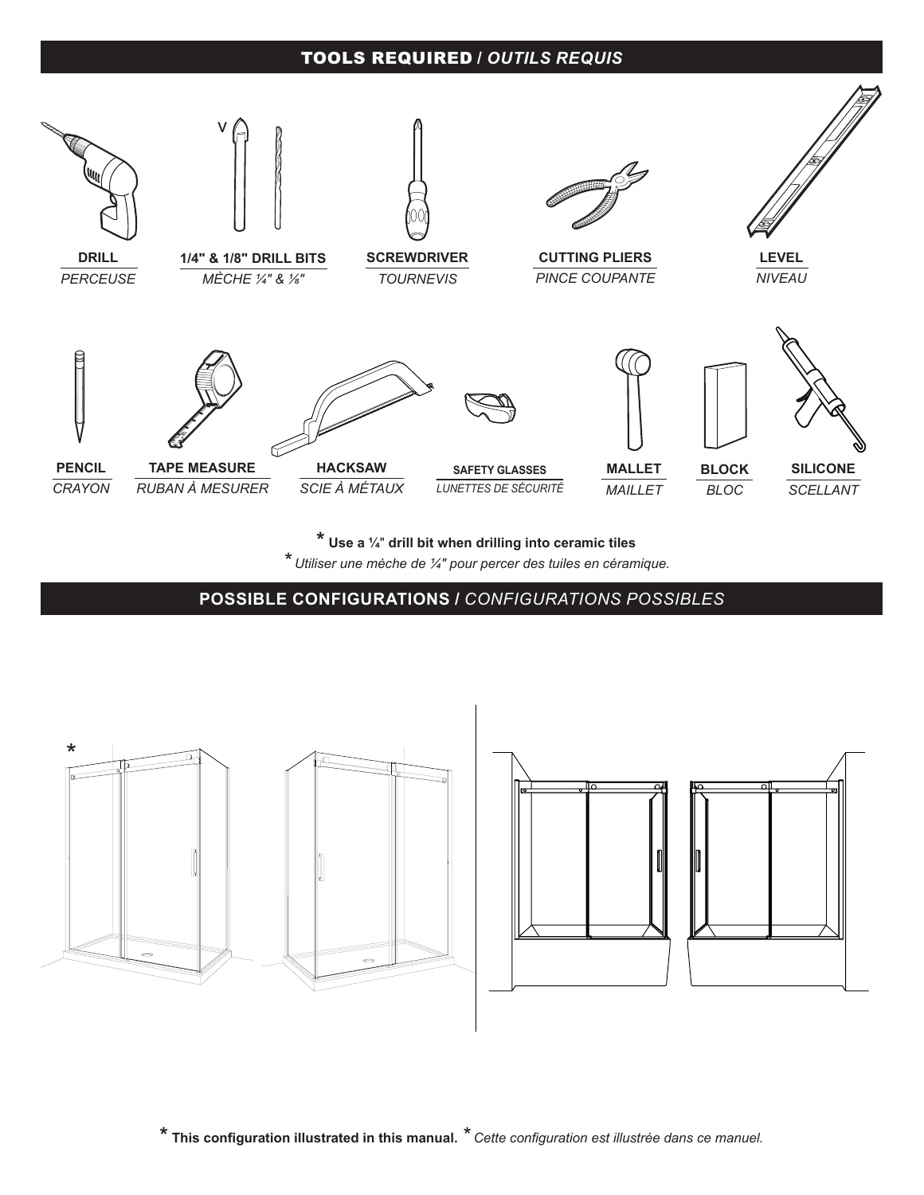## TOOLS REQUIRED / *OUTILS REQUIS*

| | | | | |
|---|---|---|---|---|
| **DRILL** *PERCEUSE* | **1/4" & 1/8" DRILL BITS** *MÈCHE ¼" & ⅛"* | **SCREWDRIVER** *TOURNEVIS* | **CUTTING PLIERS** *PINCE COUPANTE* | **LEVEL** *NIVEAU* |

| | | | | | | |
|---|---|---|---|---|---|---|
| **PENCIL** *CRAYON* | **TAPE MEASURE** *RUBAN À MESURER* | **HACKSAW** *SCIE À MÉTAUX* | **SAFETY GLASSES** *LUNETTES DE SÉCURITÉ* | **MALLET** *MAILLET* | **BLOCK** *BLOC* | **SILICONE** *SCELLANT* |

* **Use a ¼" drill bit when drilling into ceramic tiles**

* *Utiliser une mèche de ¼" pour percer des tuiles en céramique.*

## POSSIBLE CONFIGURATIONS / *CONFIGURATIONS POSSIBLES*

* **This configuration illustrated in this manual.** * *Cette configuration est illustrée dans ce manuel.*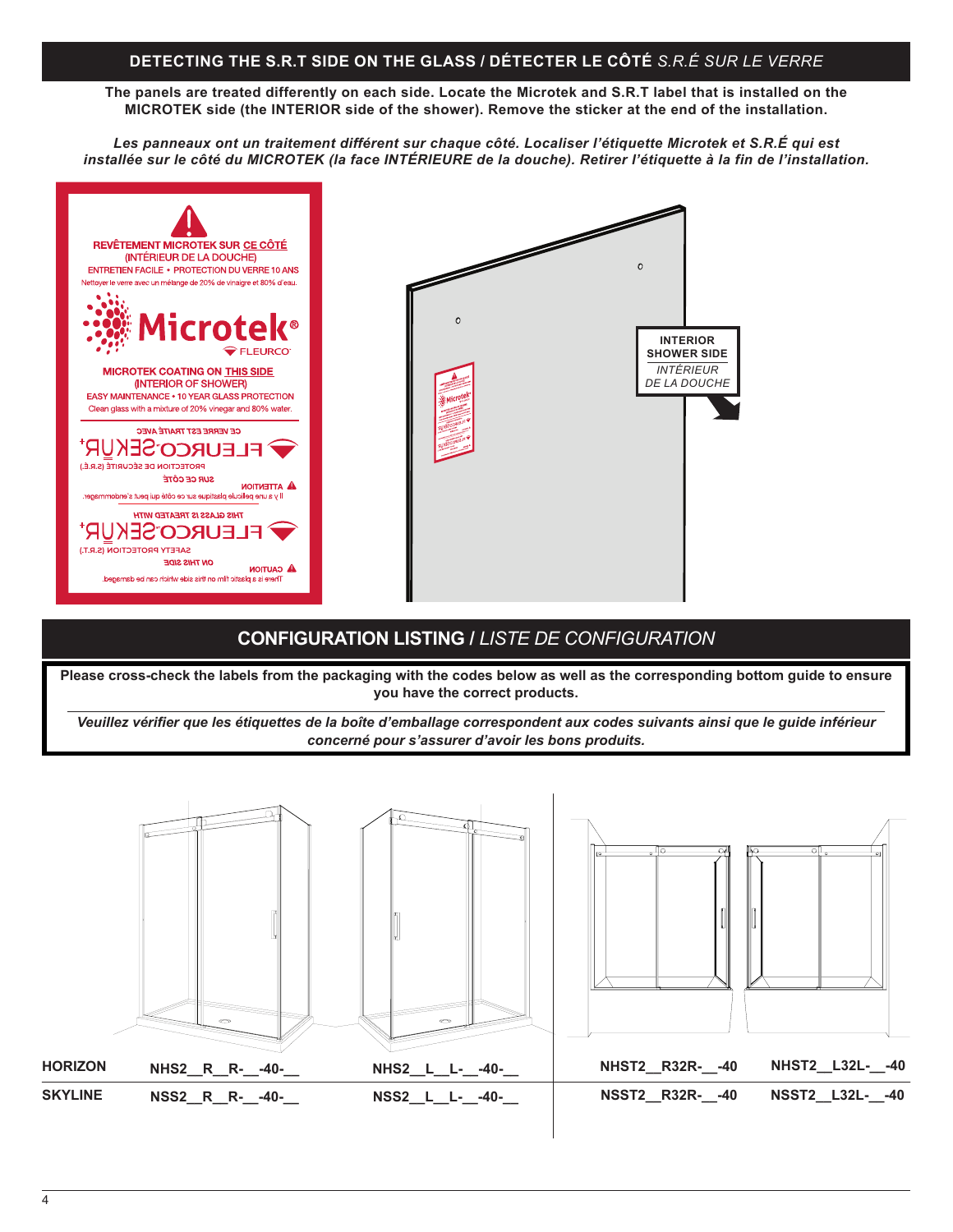## DETECTING THE S.R.T SIDE ON THE GLASS / DÉTECTER LE CÔTÉ *S.R.É SUR LE VERRE*

**The panels are treated differently on each side. Locate the Microtek and S.R.T label that is installed on the MICROTEK side (the INTERIOR side of the shower). Remove the sticker at the end of the installation.**

***Les panneaux ont un traitement différent sur chaque côté. Localiser l'étiquette Microtek et S.R.É qui est installée sur le côté du MICROTEK (la face INTÉRIEURE de la douche). Retirer l'étiquette à la fin de l'installation.***

REVÊTEMENT MICROTEK SUR CE CÔTÉ
(INTÉRIEUR DE LA DOUCHE)
ENTRETIEN FACILE • PROTECTION DU VERRE 10 ANS
Nettoyer le verre avec un mélange de 20% de vinaigre et 80% d'eau.

Microtek® FLEURCO

MICROTEK COATING ON THIS SIDE
(INTERIOR OF SHOWER)
EASY MAINTENANCE • 10 YEAR GLASS PROTECTION
Clean glass with a mixture of 20% vinegar and 80% water.

INTERIOR SHOWER SIDE
*INTÉRIEUR DE LA DOUCHE*

## CONFIGURATION LISTING / *LISTE DE CONFIGURATION*

**Please cross-check the labels from the packaging with the codes below as well as the corresponding bottom guide to ensure you have the correct products.**

***Veuillez vérifier que les étiquettes de la boîte d'emballage correspondent aux codes suivants ainsi que le guide inférieur concerné pour s'assurer d'avoir les bons produits.***

| | | | | |
|---|---|---|---|---|
| **HORIZON** | **NHS2__R__R-__-40-__** | **NHS2__L__L-__-40-__** | **NHST2__R32R-__-40** | **NHST2__L32L-__-40** |
| **SKYLINE** | **NSS2__R__R-__-40-__** | **NSS2__L__L-__-40-__** | **NSST2__R32R-__-40** | **NSST2__L32L-__-40** |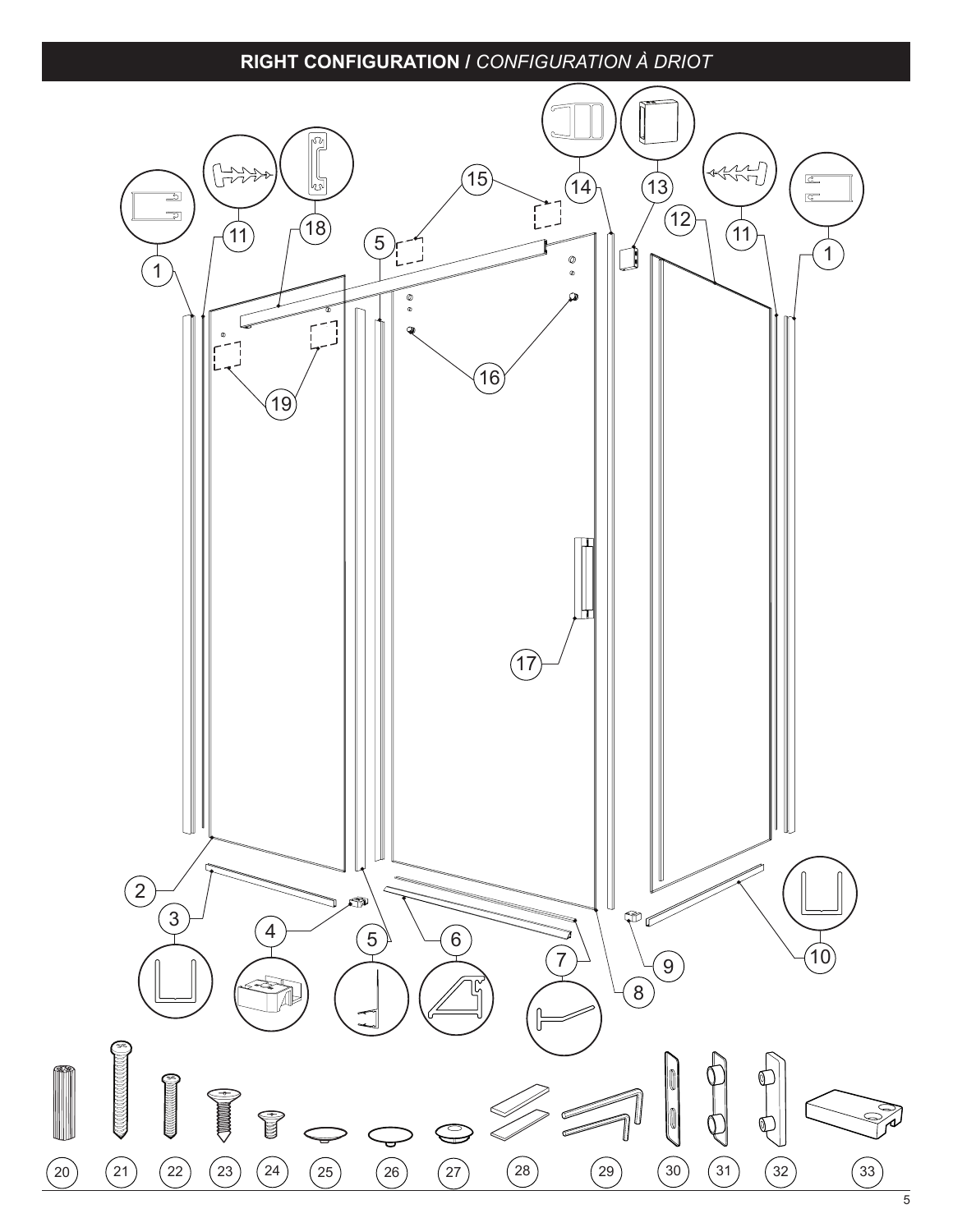## RIGHT CONFIGURATION / *CONFIGURATION À DRIOT*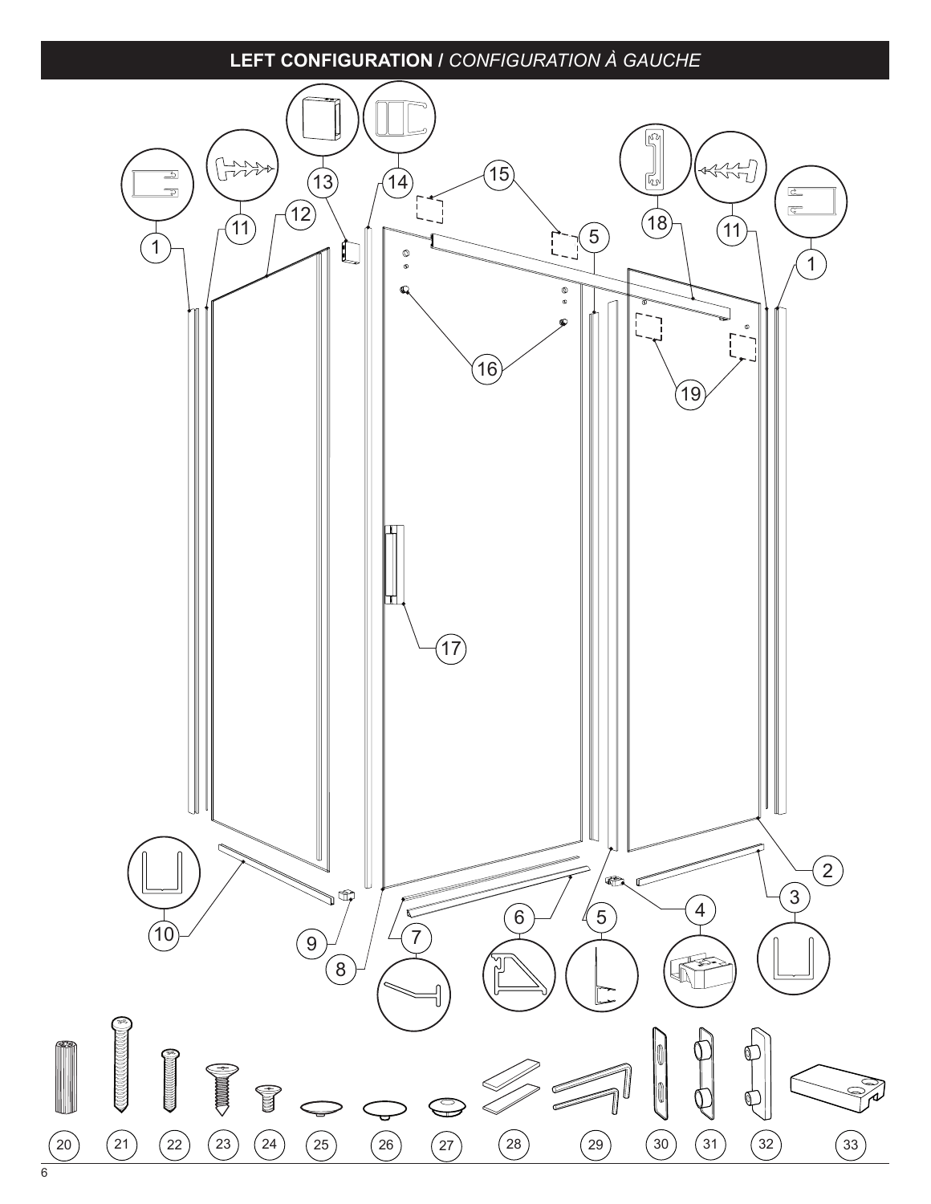# LEFT CONFIGURATION / *CONFIGURATION À GAUCHE*

1 11 12 13 14 15 5 18 11 1

16

19

17

2

3

10 9 8 7 6 5 4

20 21 22 23 24 25 26 27 28 29 30 31 32 33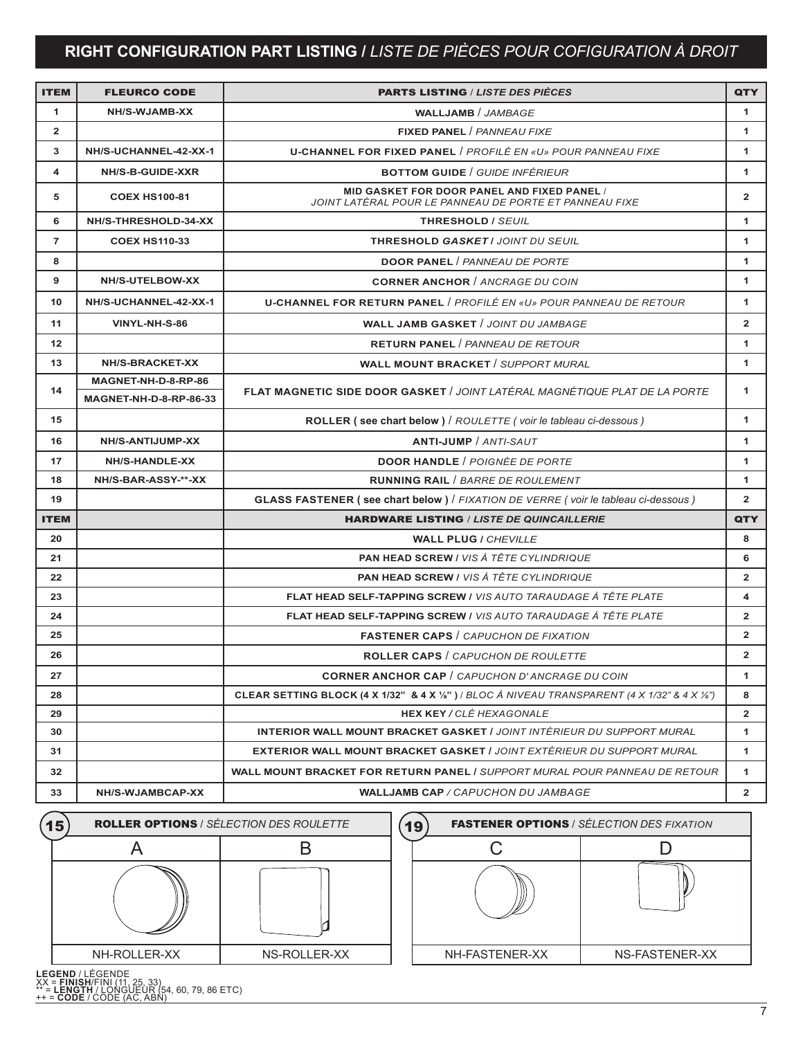## RIGHT CONFIGURATION PART LISTING / *LISTE DE PIÈCES POUR COFIGURATION À DROIT*

| ITEM | FLEURCO CODE | PARTS LISTING / *LISTE DES PIÈCES* | QTY |
|---|---|---|---|
| 1 | NH/S-WJAMB-XX | **WALLJAMB** / *JAMBAGE* | 1 |
| 2 | | **FIXED PANEL** / *PANNEAU FIXE* | 1 |
| 3 | NH/S-UCHANNEL-42-XX-1 | **U-CHANNEL FOR FIXED PANEL** / *PROFILÉ EN «U» POUR PANNEAU FIXE* | 1 |
| 4 | NH/S-B-GUIDE-XXR | **BOTTOM GUIDE** / *GUIDE INFÉRIEUR* | 1 |
| 5 | COEX HS100-81 | **MID GASKET FOR DOOR PANEL AND FIXED PANEL** / *JOINT LATÉRAL POUR LE PANNEAU DE PORTE ET PANNEAU FIXE* | 2 |
| 6 | NH/S-THRESHOLD-34-XX | **THRESHOLD** / *SEUIL* | 1 |
| 7 | COEX HS110-33 | **THRESHOLD *GASKET*** / *JOINT DU SEUIL* | 1 |
| 8 | | **DOOR PANEL** / *PANNEAU DE PORTE* | 1 |
| 9 | NH/S-UTELBOW-XX | **CORNER ANCHOR** / *ANCRAGE DU COIN* | 1 |
| 10 | NH/S-UCHANNEL-42-XX-1 | **U-CHANNEL FOR RETURN PANEL** / *PROFILÉ EN «U» POUR PANNEAU DE RETOUR* | 1 |
| 11 | VINYL-NH-S-86 | **WALL JAMB GASKET** / *JOINT DU JAMBAGE* | 2 |
| 12 | | **RETURN PANEL** / *PANNEAU DE RETOUR* | 1 |
| 13 | NH/S-BRACKET-XX | **WALL MOUNT BRACKET** / *SUPPORT MURAL* | 1 |
| 14 | MAGNET-NH-D-8-RP-86<br>MAGNET-NH-D-8-RP-86-33 | **FLAT MAGNETIC SIDE DOOR GASKET** / *JOINT LATÉRAL MAGNÉTIQUE PLAT DE LA PORTE* | 1 |
| 15 | | **ROLLER ( see chart below )** / *ROULETTE ( voir le tableau ci-dessous )* | 1 |
| 16 | NH/S-ANTIJUMP-XX | **ANTI-JUMP** / *ANTI-SAUT* | 1 |
| 17 | NH/S-HANDLE-XX | **DOOR HANDLE** / *POIGNÉE DE PORTE* | 1 |
| 18 | NH/S-BAR-ASSY-**-XX | **RUNNING RAIL** / *BARRE DE ROULEMENT* | 1 |
| 19 | | **GLASS FASTENER ( see chart below )** / *FIXATION DE VERRE ( voir le tableau ci-dessous )* | 2 |
| **ITEM** | | **HARDWARE LISTING** / *LISTE DE QUINCAILLERIE* | **QTY** |
| 20 | | **WALL PLUG** / *CHEVILLE* | 8 |
| 21 | | **PAN HEAD SCREW** / *VIS À TÊTE CYLINDRIQUE* | 6 |
| 22 | | **PAN HEAD SCREW** / *VIS À TÊTE CYLINDRIQUE* | 2 |
| 23 | | **FLAT HEAD SELF-TAPPING SCREW** / *VIS AUTO TARAUDAGE À TÊTE PLATE* | 4 |
| 24 | | **FLAT HEAD SELF-TAPPING SCREW** / *VIS AUTO TARAUDAGE À TÊTE PLATE* | 2 |
| 25 | | **FASTENER CAPS** / *CAPUCHON DE FIXATION* | 2 |
| 26 | | **ROLLER CAPS** / *CAPUCHON DE ROULETTE* | 2 |
| 27 | | **CORNER ANCHOR CAP** / *CAPUCHON D'ANCRAGE DU COIN* | 1 |
| 28 | | **CLEAR SETTING BLOCK (4 X 1/32" & 4 X ⅛")** / *BLOC À NIVEAU TRANSPARENT (4 X 1/32" & 4 X ⅛")* | 8 |
| 29 | | **HEX KEY** / *CLÉ HEXAGONALE* | 2 |
| 30 | | **INTERIOR WALL MOUNT BRACKET GASKET** / *JOINT INTÉRIEUR DU SUPPORT MURAL* | 1 |
| 31 | | **EXTERIOR WALL MOUNT BRACKET GASKET** / *JOINT EXTÉRIEUR DU SUPPORT MURAL* | 1 |
| 32 | | **WALL MOUNT BRACKET FOR RETURN PANEL** / *SUPPORT MURAL POUR PANNEAU DE RETOUR* | 1 |
| 33 | NH/S-WJAMBCAP-XX | **WALLJAMB CAP** / *CAPUCHON DU JAMBAGE* | 2 |

**15 — ROLLER OPTIONS** / *SÉLECTION DES ROULETTE*

| A | B |
|---|---|
| NH-ROLLER-XX | NS-ROLLER-XX |

**19 — FASTENER OPTIONS** / *SÉLECTION DES FIXATION*

| C | D |
|---|---|
| NH-FASTENER-XX | NS-FASTENER-XX |

**LEGEND** / LÉGENDE
XX = **FINISH**/FINI (11, 25, 33)
** = **LENGTH** / LONGUEUR (54, 60, 79, 86 ETC)
++ = **CODE** / CODE (AC, ABN)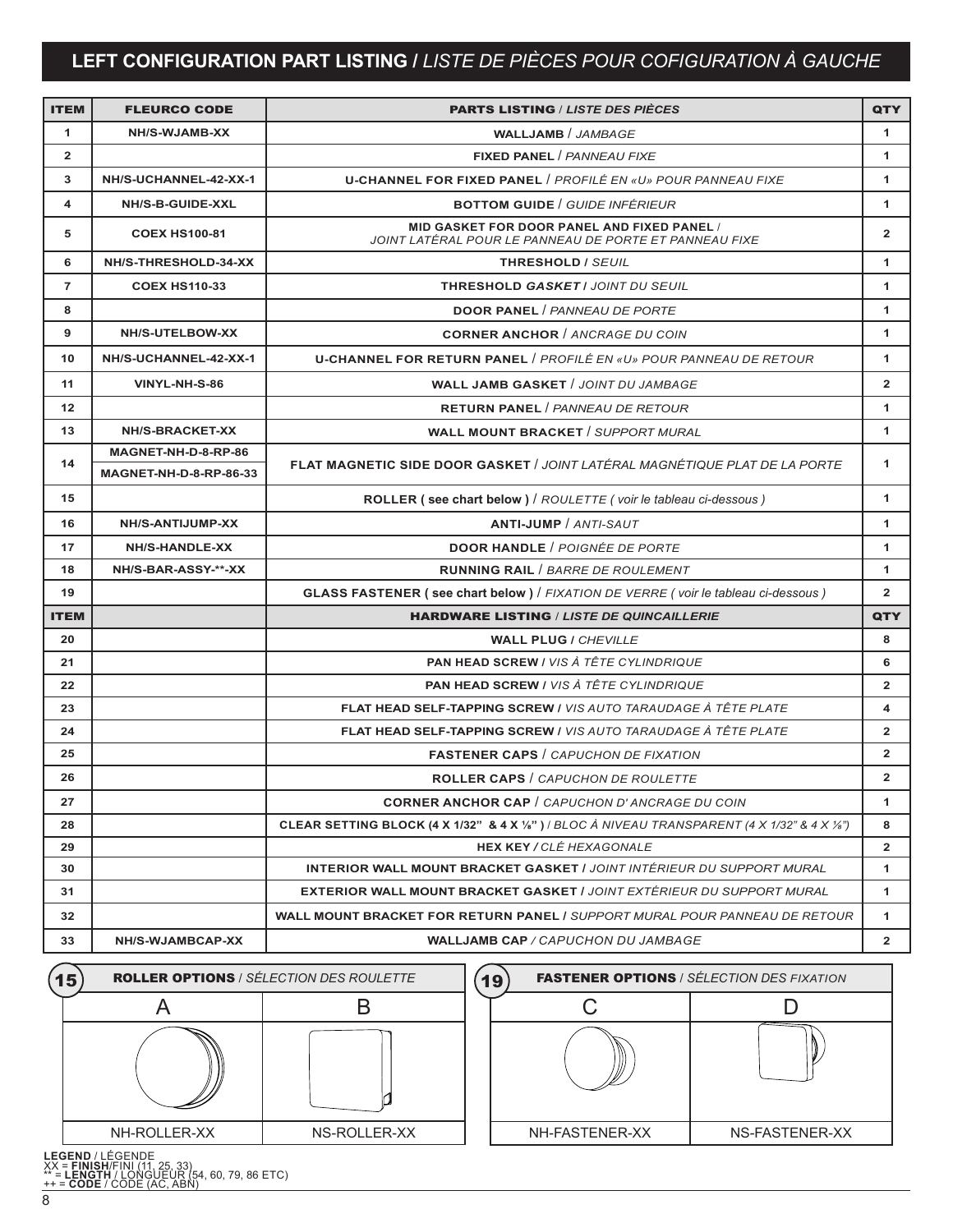## LEFT CONFIGURATION PART LISTING / *LISTE DE PIÈCES POUR COFIGURATION À GAUCHE*

| ITEM | FLEURCO CODE | PARTS LISTING / *LISTE DES PIÈCES* | QTY |
|---|---|---|---|
| 1 | NH/S-WJAMB-XX | **WALLJAMB** / *JAMBAGE* | 1 |
| 2 | | **FIXED PANEL** / *PANNEAU FIXE* | 1 |
| 3 | NH/S-UCHANNEL-42-XX-1 | **U-CHANNEL FOR FIXED PANEL** / *PROFILÉ EN «U» POUR PANNEAU FIXE* | 1 |
| 4 | NH/S-B-GUIDE-XXL | **BOTTOM GUIDE** / *GUIDE INFÉRIEUR* | 1 |
| 5 | COEX HS100-81 | **MID GASKET FOR DOOR PANEL AND FIXED PANEL** / *JOINT LATÉRAL POUR LE PANNEAU DE PORTE ET PANNEAU FIXE* | 2 |
| 6 | NH/S-THRESHOLD-34-XX | **THRESHOLD** / *SEUIL* | 1 |
| 7 | COEX HS110-33 | **THRESHOLD GASKET** / *JOINT DU SEUIL* | 1 |
| 8 | | **DOOR PANEL** / *PANNEAU DE PORTE* | 1 |
| 9 | NH/S-UTELBOW-XX | **CORNER ANCHOR** / *ANCRAGE DU COIN* | 1 |
| 10 | NH/S-UCHANNEL-42-XX-1 | **U-CHANNEL FOR RETURN PANEL** / *PROFILÉ EN «U» POUR PANNEAU DE RETOUR* | 1 |
| 11 | VINYL-NH-S-86 | **WALL JAMB GASKET** / *JOINT DU JAMBAGE* | 2 |
| 12 | | **RETURN PANEL** / *PANNEAU DE RETOUR* | 1 |
| 13 | NH/S-BRACKET-XX | **WALL MOUNT BRACKET** / *SUPPORT MURAL* | 1 |
| 14 | MAGNET-NH-D-8-RP-86<br>MAGNET-NH-D-8-RP-86-33 | **FLAT MAGNETIC SIDE DOOR GASKET** / *JOINT LATÉRAL MAGNÉTIQUE PLAT DE LA PORTE* | 1 |
| 15 | | **ROLLER ( see chart below )** / *ROULETTE ( voir le tableau ci-dessous )* | 1 |
| 16 | NH/S-ANTIJUMP-XX | **ANTI-JUMP** / *ANTI-SAUT* | 1 |
| 17 | NH/S-HANDLE-XX | **DOOR HANDLE** / *POIGNÉE DE PORTE* | 1 |
| 18 | NH/S-BAR-ASSY-**-XX | **RUNNING RAIL** / *BARRE DE ROULEMENT* | 1 |
| 19 | | **GLASS FASTENER ( see chart below )** / *FIXATION DE VERRE ( voir le tableau ci-dessous )* | 2 |
| **ITEM** | | **HARDWARE LISTING** / *LISTE DE QUINCAILLERIE* | **QTY** |
| 20 | | **WALL PLUG** / *CHEVILLE* | 8 |
| 21 | | **PAN HEAD SCREW** / *VIS À TÊTE CYLINDRIQUE* | 6 |
| 22 | | **PAN HEAD SCREW** / *VIS À TÊTE CYLINDRIQUE* | 2 |
| 23 | | **FLAT HEAD SELF-TAPPING SCREW** / *VIS AUTO TARAUDAGE À TÊTE PLATE* | 4 |
| 24 | | **FLAT HEAD SELF-TAPPING SCREW** / *VIS AUTO TARAUDAGE À TÊTE PLATE* | 2 |
| 25 | | **FASTENER CAPS** / *CAPUCHON DE FIXATION* | 2 |
| 26 | | **ROLLER CAPS** / *CAPUCHON DE ROULETTE* | 2 |
| 27 | | **CORNER ANCHOR CAP** / *CAPUCHON D' ANCRAGE DU COIN* | 1 |
| 28 | | **CLEAR SETTING BLOCK (4 X 1/32" & 4 X ⅛")** / *BLOC À NIVEAU TRANSPARENT (4 X 1/32" & 4 X ⅛")* | 8 |
| 29 | | **HEX KEY** / *CLÉ HEXAGONALE* | 2 |
| 30 | | **INTERIOR WALL MOUNT BRACKET GASKET** / *JOINT INTÉRIEUR DU SUPPORT MURAL* | 1 |
| 31 | | **EXTERIOR WALL MOUNT BRACKET GASKET** / *JOINT EXTÉRIEUR DU SUPPORT MURAL* | 1 |
| 32 | | **WALL MOUNT BRACKET FOR RETURN PANEL** / *SUPPORT MURAL POUR PANNEAU DE RETOUR* | 1 |
| 33 | NH/S-WJAMBCAP-XX | **WALLJAMB CAP** / *CAPUCHON DU JAMBAGE* | 2 |

**15** **ROLLER OPTIONS** / *SÉLECTION DES ROULETTE*

| A | B |
|---|---|
| NH-ROLLER-XX | NS-ROLLER-XX |

**19** **FASTENER OPTIONS** / *SÉLECTION DES FIXATION*

| C | D |
|---|---|
| NH-FASTENER-XX | NS-FASTENER-XX |

**LEGEND** / LÉGENDE
XX = **FINISH**/FINI (11, 25, 33)
** = **LENGTH** / LONGUEUR (54, 60, 79, 86 ETC)
++ = **CODE** / CODE (AC, ABN)